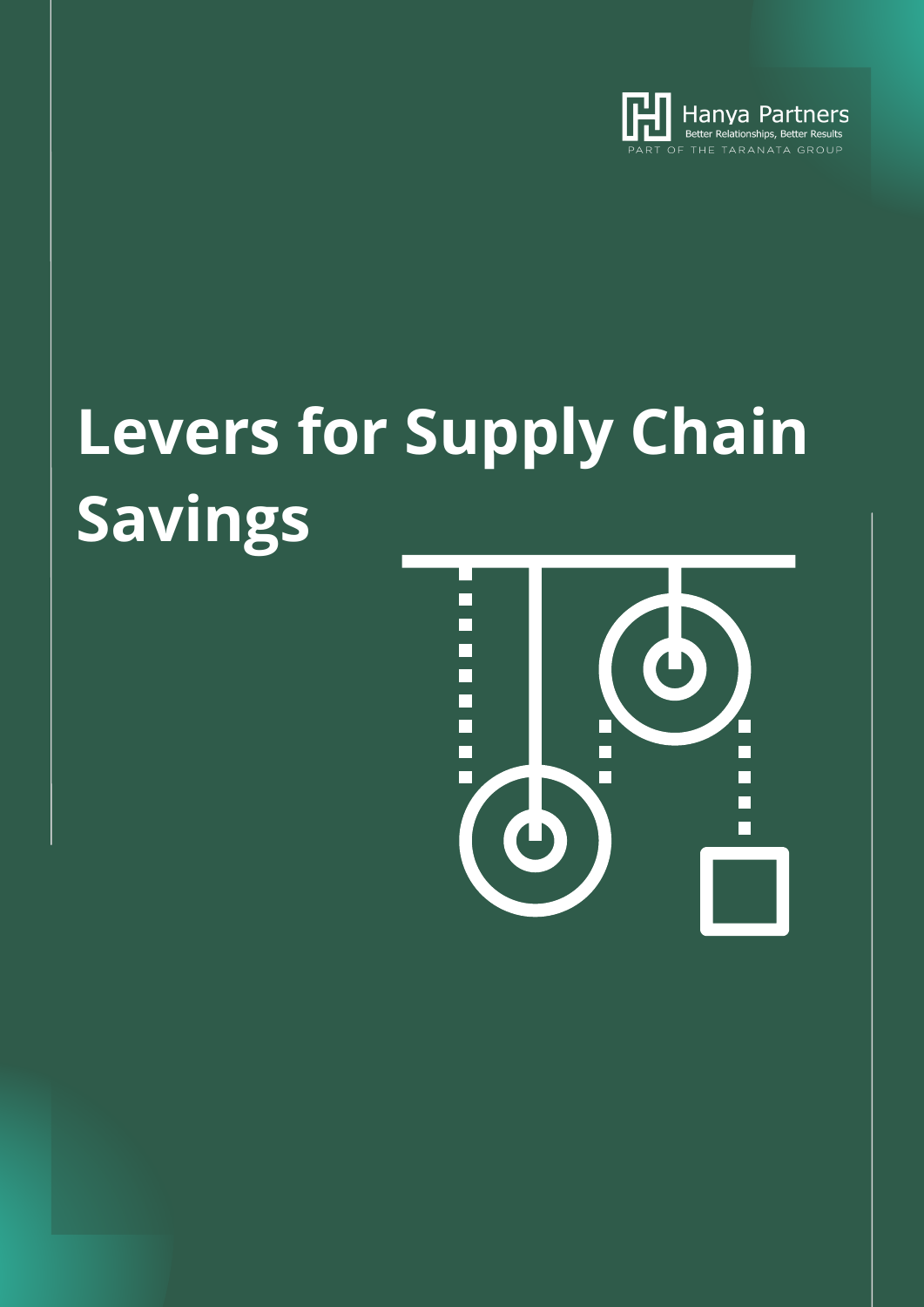Hanya Partners

Better Relationships, Better Results

PART OF THE TARANATA GROUP

# Levers for Supply Chain Savings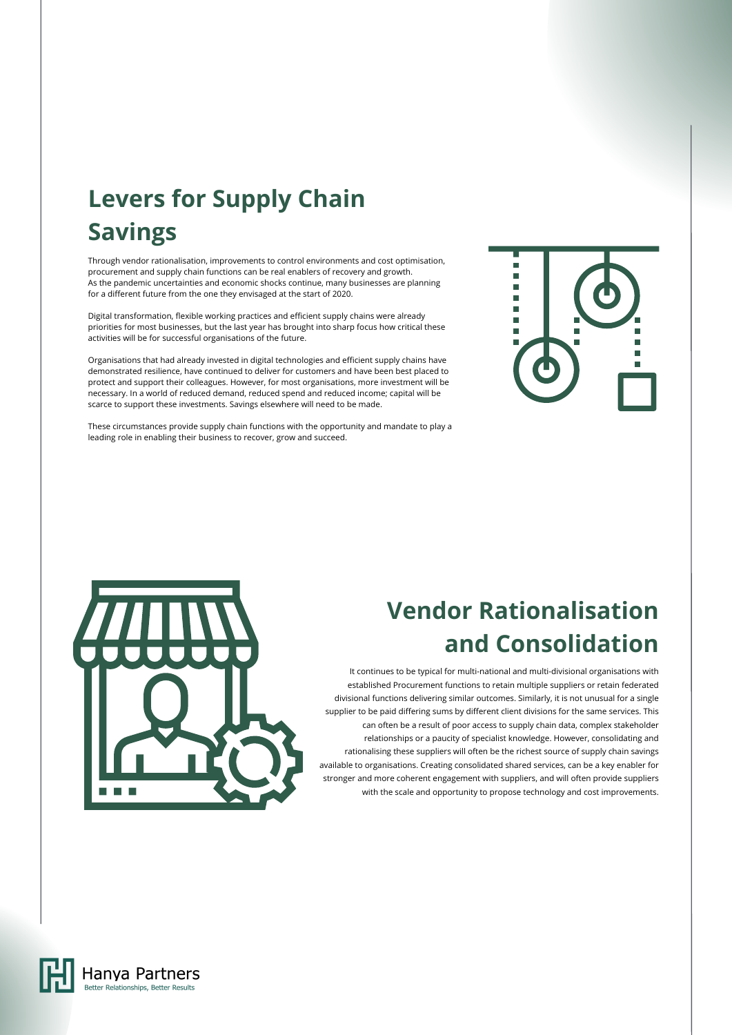# Levers for Supply Chain Savings

Through vendor rationalisation, improvements to control environments and cost optimisation, procurement and supply chain functions can be real enablers of recovery and growth.
As the pandemic uncertainties and economic shocks continue, many businesses are planning for a different future from the one they envisaged at the start of 2020.

Digital transformation, flexible working practices and efficient supply chains were already priorities for most businesses, but the last year has brought into sharp focus how critical these activities will be for successful organisations of the future.

Organisations that had already invested in digital technologies and efficient supply chains have demonstrated resilience, have continued to deliver for customers and have been best placed to protect and support their colleagues. However, for most organisations, more investment will be necessary. In a world of reduced demand, reduced spend and reduced income; capital will be scarce to support these investments. Savings elsewhere will need to be made.

These circumstances provide supply chain functions with the opportunity and mandate to play a leading role in enabling their business to recover, grow and succeed.

## Vendor Rationalisation and Consolidation

It continues to be typical for multi-national and multi-divisional organisations with established Procurement functions to retain multiple suppliers or retain federated divisional functions delivering similar outcomes. Similarly, it is not unusual for a single supplier to be paid differing sums by different client divisions for the same services. This can often be a result of poor access to supply chain data, complex stakeholder relationships or a paucity of specialist knowledge. However, consolidating and rationalising these suppliers will often be the richest source of supply chain savings available to organisations. Creating consolidated shared services, can be a key enabler for stronger and more coherent engagement with suppliers, and will often provide suppliers with the scale and opportunity to propose technology and cost improvements.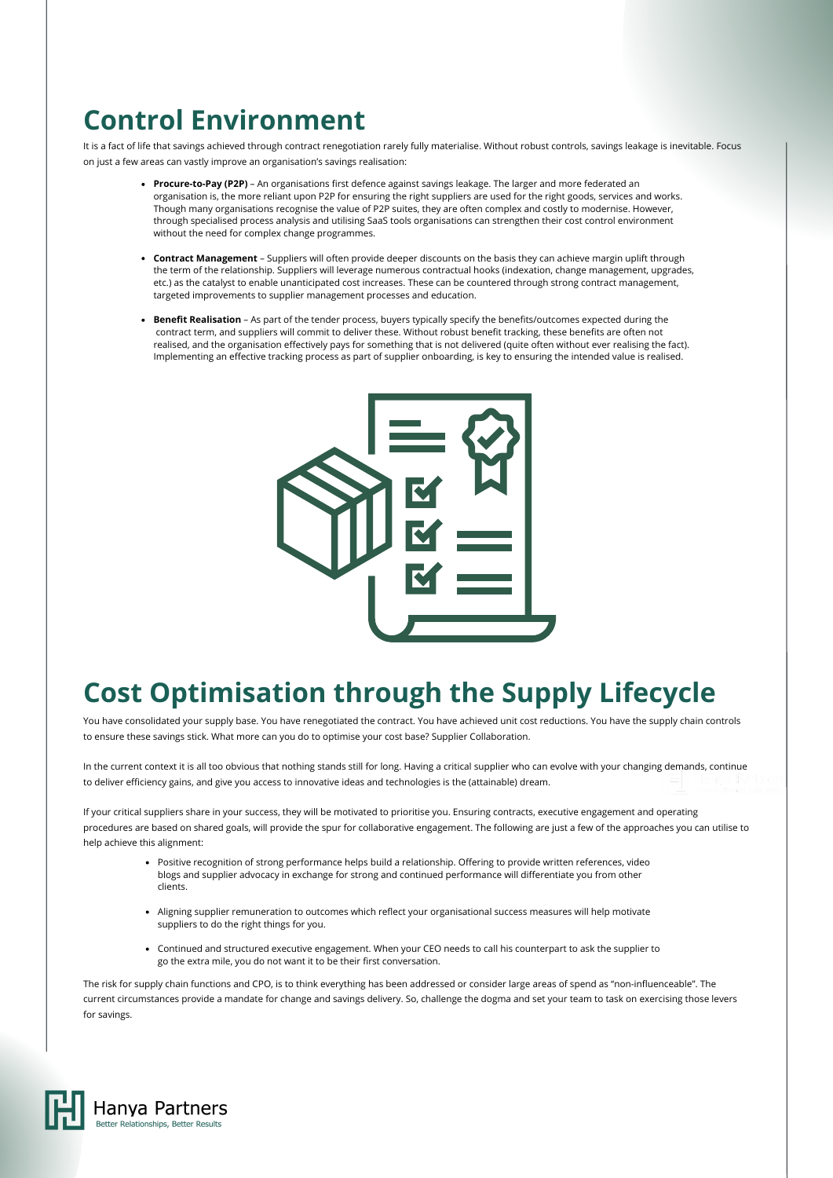# Control Environment

It is a fact of life that savings achieved through contract renegotiation rarely fully materialise. Without robust controls, savings leakage is inevitable. Focus on just a few areas can vastly improve an organisation's savings realisation:

- **Procure-to-Pay (P2P)** – An organisations first defence against savings leakage. The larger and more federated an organisation is, the more reliant upon P2P for ensuring the right suppliers are used for the right goods, services and works. Though many organisations recognise the value of P2P suites, they are often complex and costly to modernise. However, through specialised process analysis and utilising SaaS tools organisations can strengthen their cost control environment without the need for complex change programmes.

- **Contract Management** – Suppliers will often provide deeper discounts on the basis they can achieve margin uplift through the term of the relationship. Suppliers will leverage numerous contractual hooks (indexation, change management, upgrades, etc.) as the catalyst to enable unanticipated cost increases. These can be countered through strong contract management, targeted improvements to supplier management processes and education.

- **Benefit Realisation** – As part of the tender process, buyers typically specify the benefits/outcomes expected during the contract term, and suppliers will commit to deliver these. Without robust benefit tracking, these benefits are often not realised, and the organisation effectively pays for something that is not delivered (quite often without ever realising the fact). Implementing an effective tracking process as part of supplier onboarding, is key to ensuring the intended value is realised.

# Cost Optimisation through the Supply Lifecycle

You have consolidated your supply base. You have renegotiated the contract. You have achieved unit cost reductions. You have the supply chain controls to ensure these savings stick. What more can you do to optimise your cost base? Supplier Collaboration.

In the current context it is all too obvious that nothing stands still for long. Having a critical supplier who can evolve with your changing demands, continue to deliver efficiency gains, and give you access to innovative ideas and technologies is the (attainable) dream.

If your critical suppliers share in your success, they will be motivated to prioritise you. Ensuring contracts, executive engagement and operating procedures are based on shared goals, will provide the spur for collaborative engagement. The following are just a few of the approaches you can utilise to help achieve this alignment:

- Positive recognition of strong performance helps build a relationship. Offering to provide written references, video blogs and supplier advocacy in exchange for strong and continued performance will differentiate you from other clients.

- Aligning supplier remuneration to outcomes which reflect your organisational success measures will help motivate suppliers to do the right things for you.

- Continued and structured executive engagement. When your CEO needs to call his counterpart to ask the supplier to go the extra mile, you do not want it to be their first conversation.

The risk for supply chain functions and CPO, is to think everything has been addressed or consider large areas of spend as "non-influenceable". The current circumstances provide a mandate for change and savings delivery. So, challenge the dogma and set your team to task on exercising those levers for savings.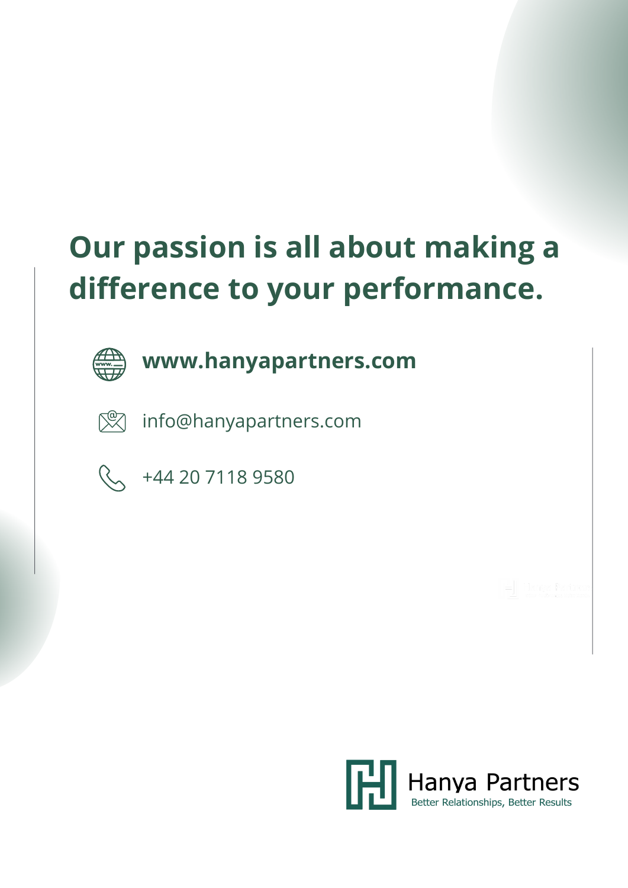## Our passion is all about making a difference to your performance.

**www.hanyapartners.com**

info@hanyapartners.com

+44 20 7118 9580

Hanya Partners
Better Relationships, Better Results